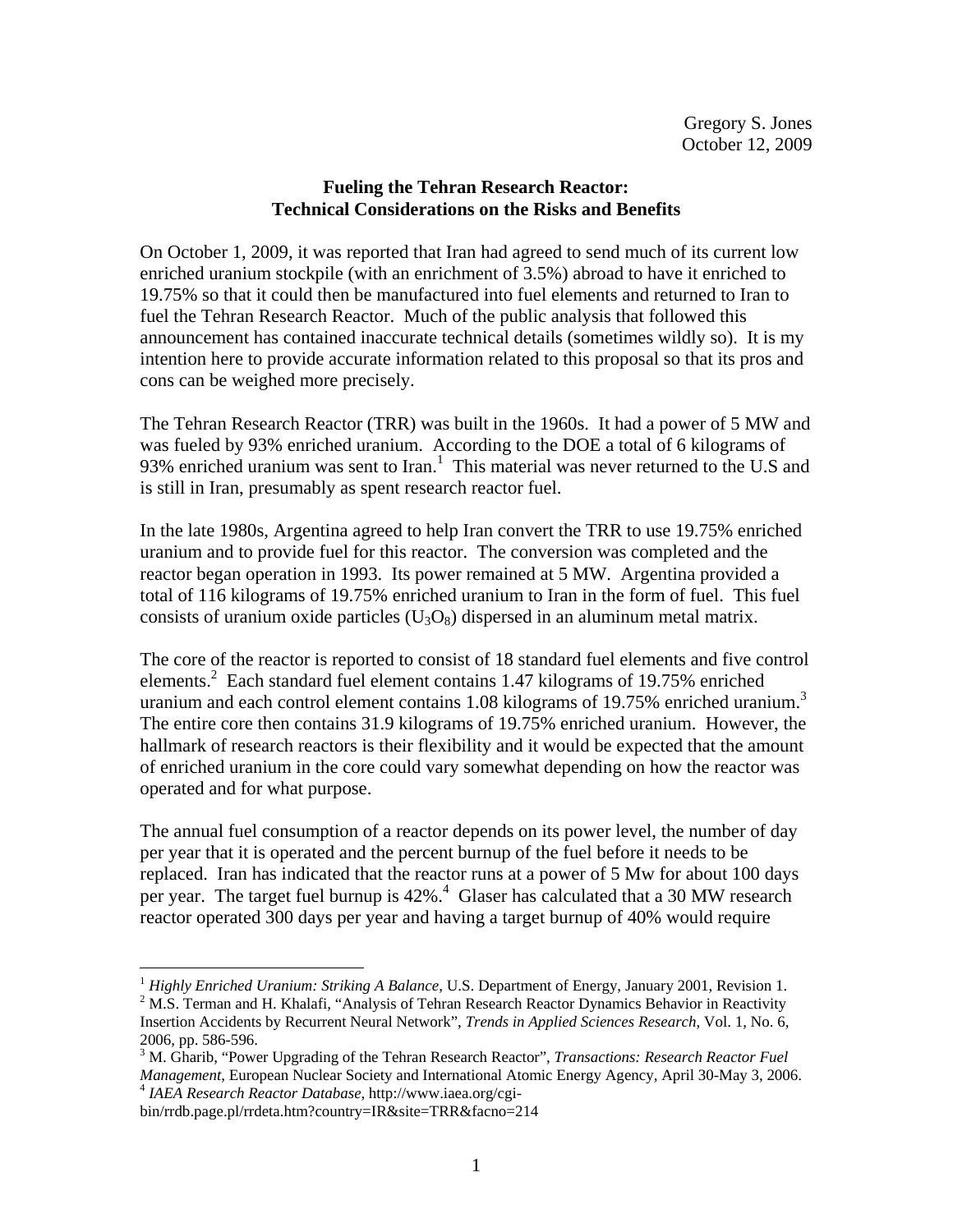Gregory S. Jones
October 12, 2009

# Fueling the Tehran Research Reactor: Technical Considerations on the Risks and Benefits

On October 1, 2009, it was reported that Iran had agreed to send much of its current low enriched uranium stockpile (with an enrichment of 3.5%) abroad to have it enriched to 19.75% so that it could then be manufactured into fuel elements and returned to Iran to fuel the Tehran Research Reactor. Much of the public analysis that followed this announcement has contained inaccurate technical details (sometimes wildly so). It is my intention here to provide accurate information related to this proposal so that its pros and cons can be weighed more precisely.

The Tehran Research Reactor (TRR) was built in the 1960s. It had a power of 5 MW and was fueled by 93% enriched uranium. According to the DOE a total of 6 kilograms of 93% enriched uranium was sent to Iran.[1] This material was never returned to the U.S and is still in Iran, presumably as spent research reactor fuel.

In the late 1980s, Argentina agreed to help Iran convert the TRR to use 19.75% enriched uranium and to provide fuel for this reactor. The conversion was completed and the reactor began operation in 1993. Its power remained at 5 MW. Argentina provided a total of 116 kilograms of 19.75% enriched uranium to Iran in the form of fuel. This fuel consists of uranium oxide particles ($U_3O_8$) dispersed in an aluminum metal matrix.

The core of the reactor is reported to consist of 18 standard fuel elements and five control elements.[2] Each standard fuel element contains 1.47 kilograms of 19.75% enriched uranium and each control element contains 1.08 kilograms of 19.75% enriched uranium.[3] The entire core then contains 31.9 kilograms of 19.75% enriched uranium. However, the hallmark of research reactors is their flexibility and it would be expected that the amount of enriched uranium in the core could vary somewhat depending on how the reactor was operated and for what purpose.

The annual fuel consumption of a reactor depends on its power level, the number of day per year that it is operated and the percent burnup of the fuel before it needs to be replaced. Iran has indicated that the reactor runs at a power of 5 Mw for about 100 days per year. The target fuel burnup is 42%.[4] Glaser has calculated that a 30 MW research reactor operated 300 days per year and having a target burnup of 40% would require

---

[1] *Highly Enriched Uranium: Striking A Balance*, U.S. Department of Energy, January 2001, Revision 1.

[2] M.S. Terman and H. Khalafi, "Analysis of Tehran Research Reactor Dynamics Behavior in Reactivity Insertion Accidents by Recurrent Neural Network", *Trends in Applied Sciences Research*, Vol. 1, No. 6, 2006, pp. 586-596.

[3] M. Gharib, "Power Upgrading of the Tehran Research Reactor", *Transactions: Research Reactor Fuel Management*, European Nuclear Society and International Atomic Energy Agency, April 30-May 3, 2006.

[4] *IAEA Research Reactor Database*, http://www.iaea.org/cgi-bin/rrdb.page.pl/rrdeta.htm?country=IR&site=TRR&facno=214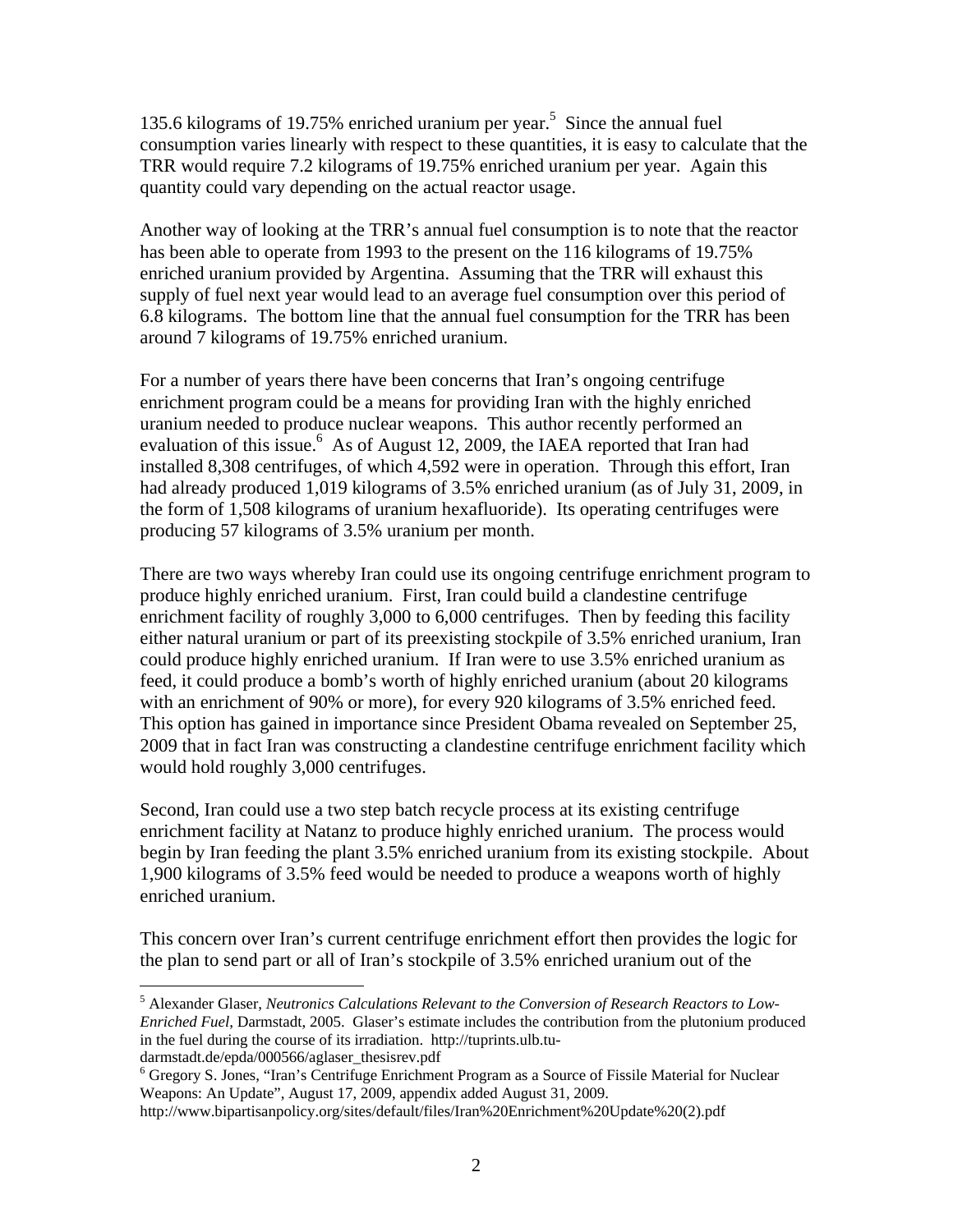135.6 kilograms of 19.75% enriched uranium per year.[5] Since the annual fuel consumption varies linearly with respect to these quantities, it is easy to calculate that the TRR would require 7.2 kilograms of 19.75% enriched uranium per year. Again this quantity could vary depending on the actual reactor usage.

Another way of looking at the TRR's annual fuel consumption is to note that the reactor has been able to operate from 1993 to the present on the 116 kilograms of 19.75% enriched uranium provided by Argentina. Assuming that the TRR will exhaust this supply of fuel next year would lead to an average fuel consumption over this period of 6.8 kilograms. The bottom line that the annual fuel consumption for the TRR has been around 7 kilograms of 19.75% enriched uranium.

For a number of years there have been concerns that Iran's ongoing centrifuge enrichment program could be a means for providing Iran with the highly enriched uranium needed to produce nuclear weapons. This author recently performed an evaluation of this issue.[6] As of August 12, 2009, the IAEA reported that Iran had installed 8,308 centrifuges, of which 4,592 were in operation. Through this effort, Iran had already produced 1,019 kilograms of 3.5% enriched uranium (as of July 31, 2009, in the form of 1,508 kilograms of uranium hexafluoride). Its operating centrifuges were producing 57 kilograms of 3.5% uranium per month.

There are two ways whereby Iran could use its ongoing centrifuge enrichment program to produce highly enriched uranium. First, Iran could build a clandestine centrifuge enrichment facility of roughly 3,000 to 6,000 centrifuges. Then by feeding this facility either natural uranium or part of its preexisting stockpile of 3.5% enriched uranium, Iran could produce highly enriched uranium. If Iran were to use 3.5% enriched uranium as feed, it could produce a bomb's worth of highly enriched uranium (about 20 kilograms with an enrichment of 90% or more), for every 920 kilograms of 3.5% enriched feed. This option has gained in importance since President Obama revealed on September 25, 2009 that in fact Iran was constructing a clandestine centrifuge enrichment facility which would hold roughly 3,000 centrifuges.

Second, Iran could use a two step batch recycle process at its existing centrifuge enrichment facility at Natanz to produce highly enriched uranium. The process would begin by Iran feeding the plant 3.5% enriched uranium from its existing stockpile. About 1,900 kilograms of 3.5% feed would be needed to produce a weapons worth of highly enriched uranium.

This concern over Iran's current centrifuge enrichment effort then provides the logic for the plan to send part or all of Iran's stockpile of 3.5% enriched uranium out of the

---

[5] Alexander Glaser, *Neutronics Calculations Relevant to the Conversion of Research Reactors to Low-Enriched Fuel*, Darmstadt, 2005. Glaser's estimate includes the contribution from the plutonium produced in the fuel during the course of its irradiation. http://tuprints.ulb.tu-darmstadt.de/epda/000566/aglaser_thesisrev.pdf

[6] Gregory S. Jones, "Iran's Centrifuge Enrichment Program as a Source of Fissile Material for Nuclear Weapons: An Update", August 17, 2009, appendix added August 31, 2009. http://www.bipartisanpolicy.org/sites/default/files/Iran%20Enrichment%20Update%20(2).pdf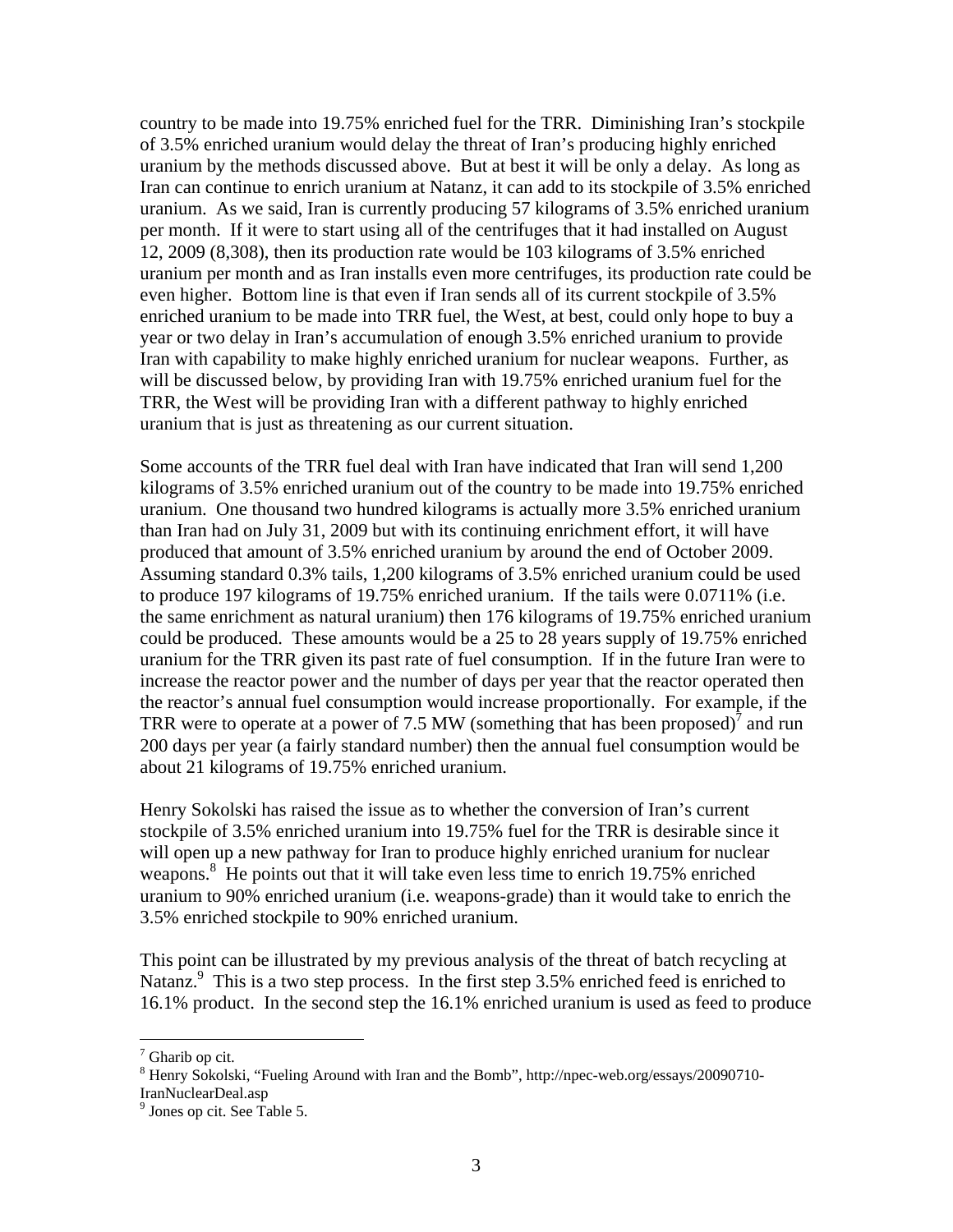country to be made into 19.75% enriched fuel for the TRR. Diminishing Iran's stockpile of 3.5% enriched uranium would delay the threat of Iran's producing highly enriched uranium by the methods discussed above. But at best it will be only a delay. As long as Iran can continue to enrich uranium at Natanz, it can add to its stockpile of 3.5% enriched uranium. As we said, Iran is currently producing 57 kilograms of 3.5% enriched uranium per month. If it were to start using all of the centrifuges that it had installed on August 12, 2009 (8,308), then its production rate would be 103 kilograms of 3.5% enriched uranium per month and as Iran installs even more centrifuges, its production rate could be even higher. Bottom line is that even if Iran sends all of its current stockpile of 3.5% enriched uranium to be made into TRR fuel, the West, at best, could only hope to buy a year or two delay in Iran's accumulation of enough 3.5% enriched uranium to provide Iran with capability to make highly enriched uranium for nuclear weapons. Further, as will be discussed below, by providing Iran with 19.75% enriched uranium fuel for the TRR, the West will be providing Iran with a different pathway to highly enriched uranium that is just as threatening as our current situation.

Some accounts of the TRR fuel deal with Iran have indicated that Iran will send 1,200 kilograms of 3.5% enriched uranium out of the country to be made into 19.75% enriched uranium. One thousand two hundred kilograms is actually more 3.5% enriched uranium than Iran had on July 31, 2009 but with its continuing enrichment effort, it will have produced that amount of 3.5% enriched uranium by around the end of October 2009. Assuming standard 0.3% tails, 1,200 kilograms of 3.5% enriched uranium could be used to produce 197 kilograms of 19.75% enriched uranium. If the tails were 0.0711% (i.e. the same enrichment as natural uranium) then 176 kilograms of 19.75% enriched uranium could be produced. These amounts would be a 25 to 28 years supply of 19.75% enriched uranium for the TRR given its past rate of fuel consumption. If in the future Iran were to increase the reactor power and the number of days per year that the reactor operated then the reactor's annual fuel consumption would increase proportionally. For example, if the TRR were to operate at a power of 7.5 MW (something that has been proposed)[7] and run 200 days per year (a fairly standard number) then the annual fuel consumption would be about 21 kilograms of 19.75% enriched uranium.

Henry Sokolski has raised the issue as to whether the conversion of Iran's current stockpile of 3.5% enriched uranium into 19.75% fuel for the TRR is desirable since it will open up a new pathway for Iran to produce highly enriched uranium for nuclear weapons.[8] He points out that it will take even less time to enrich 19.75% enriched uranium to 90% enriched uranium (i.e. weapons-grade) than it would take to enrich the 3.5% enriched stockpile to 90% enriched uranium.

This point can be illustrated by my previous analysis of the threat of batch recycling at Natanz.[9] This is a two step process. In the first step 3.5% enriched feed is enriched to 16.1% product. In the second step the 16.1% enriched uranium is used as feed to produce

---

[7] Gharib op cit.

[8] Henry Sokolski, "Fueling Around with Iran and the Bomb", http://npec-web.org/essays/20090710-IranNuclearDeal.asp

[9] Jones op cit. See Table 5.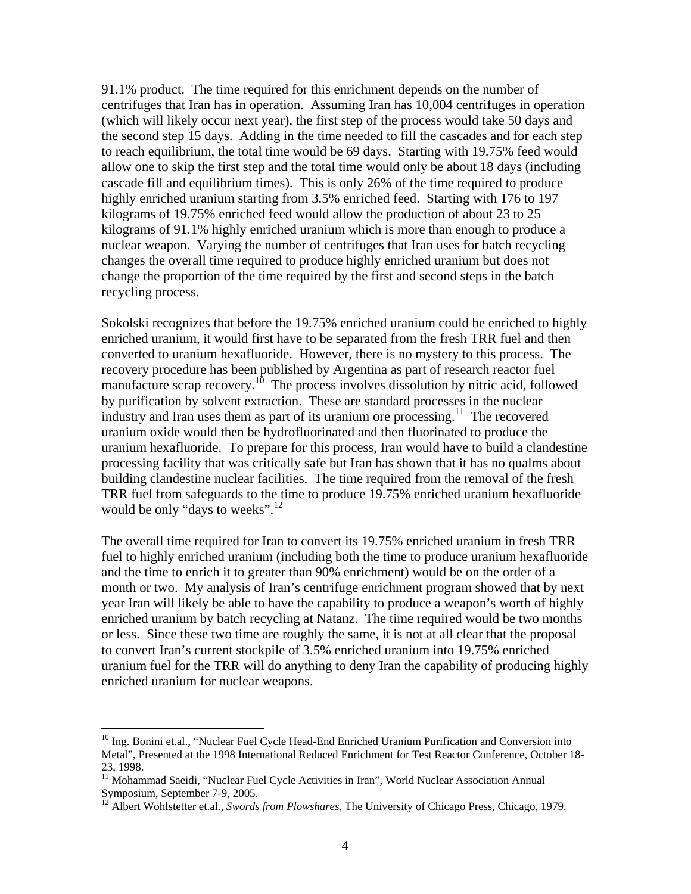91.1% product. The time required for this enrichment depends on the number of centrifuges that Iran has in operation. Assuming Iran has 10,004 centrifuges in operation (which will likely occur next year), the first step of the process would take 50 days and the second step 15 days. Adding in the time needed to fill the cascades and for each step to reach equilibrium, the total time would be 69 days. Starting with 19.75% feed would allow one to skip the first step and the total time would only be about 18 days (including cascade fill and equilibrium times). This is only 26% of the time required to produce highly enriched uranium starting from 3.5% enriched feed. Starting with 176 to 197 kilograms of 19.75% enriched feed would allow the production of about 23 to 25 kilograms of 91.1% highly enriched uranium which is more than enough to produce a nuclear weapon. Varying the number of centrifuges that Iran uses for batch recycling changes the overall time required to produce highly enriched uranium but does not change the proportion of the time required by the first and second steps in the batch recycling process.

Sokolski recognizes that before the 19.75% enriched uranium could be enriched to highly enriched uranium, it would first have to be separated from the fresh TRR fuel and then converted to uranium hexafluoride. However, there is no mystery to this process. The recovery procedure has been published by Argentina as part of research reactor fuel manufacture scrap recovery.[10] The process involves dissolution by nitric acid, followed by purification by solvent extraction. These are standard processes in the nuclear industry and Iran uses them as part of its uranium ore processing.[11] The recovered uranium oxide would then be hydrofluorinated and then fluorinated to produce the uranium hexafluoride. To prepare for this process, Iran would have to build a clandestine processing facility that was critically safe but Iran has shown that it has no qualms about building clandestine nuclear facilities. The time required from the removal of the fresh TRR fuel from safeguards to the time to produce 19.75% enriched uranium hexafluoride would be only "days to weeks".[12]

The overall time required for Iran to convert its 19.75% enriched uranium in fresh TRR fuel to highly enriched uranium (including both the time to produce uranium hexafluoride and the time to enrich it to greater than 90% enrichment) would be on the order of a month or two. My analysis of Iran's centrifuge enrichment program showed that by next year Iran will likely be able to have the capability to produce a weapon's worth of highly enriched uranium by batch recycling at Natanz. The time required would be two months or less. Since these two time are roughly the same, it is not at all clear that the proposal to convert Iran's current stockpile of 3.5% enriched uranium into 19.75% enriched uranium fuel for the TRR will do anything to deny Iran the capability of producing highly enriched uranium for nuclear weapons.

---

[10] Ing. Bonini et.al., "Nuclear Fuel Cycle Head-End Enriched Uranium Purification and Conversion into Metal", Presented at the 1998 International Reduced Enrichment for Test Reactor Conference, October 18-23, 1998.

[11] Mohammad Saeidi, "Nuclear Fuel Cycle Activities in Iran", World Nuclear Association Annual Symposium, September 7-9, 2005.

[12] Albert Wohlstetter et.al., *Swords from Plowshares*, The University of Chicago Press, Chicago, 1979.